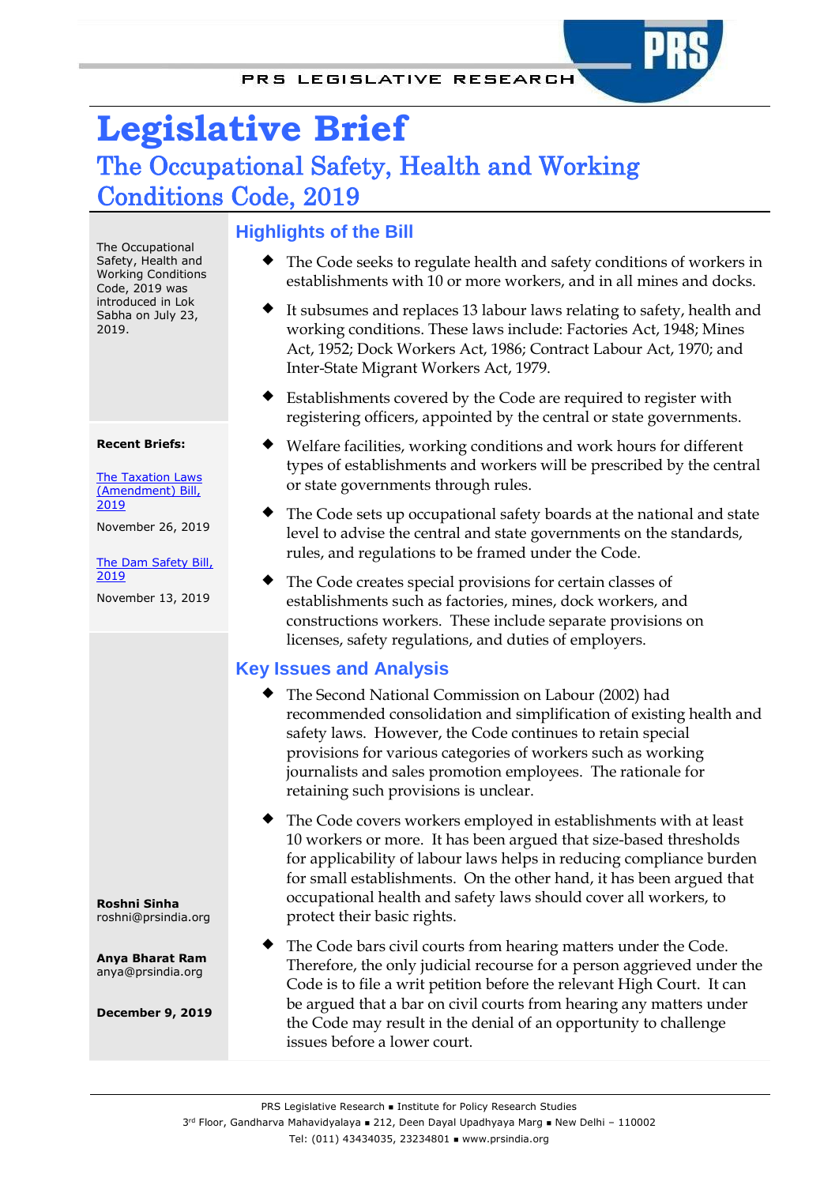# Legislative Brief

## The Occupational Safety, Health and Working Conditions Code, 2019

The Occupational Safety, Health and Working Conditions Code, 2019 was introduced in Lok Sabha on July 23, 2019.

**Recent Briefs:**

The Taxation Laws (Amendment) Bill, 2019

November 26, 2019

The Dam Safety Bill, 2019

November 13, 2019

**Roshni Sinha**
roshni@prsindia.org

**Anya Bharat Ram**
anya@prsindia.org

**December 9, 2019**

### Highlights of the Bill

- The Code seeks to regulate health and safety conditions of workers in establishments with 10 or more workers, and in all mines and docks.
- It subsumes and replaces 13 labour laws relating to safety, health and working conditions. These laws include: Factories Act, 1948; Mines Act, 1952; Dock Workers Act, 1986; Contract Labour Act, 1970; and Inter-State Migrant Workers Act, 1979.
- Establishments covered by the Code are required to register with registering officers, appointed by the central or state governments.
- Welfare facilities, working conditions and work hours for different types of establishments and workers will be prescribed by the central or state governments through rules.
- The Code sets up occupational safety boards at the national and state level to advise the central and state governments on the standards, rules, and regulations to be framed under the Code.
- The Code creates special provisions for certain classes of establishments such as factories, mines, dock workers, and constructions workers. These include separate provisions on licenses, safety regulations, and duties of employers.

### Key Issues and Analysis

- The Second National Commission on Labour (2002) had recommended consolidation and simplification of existing health and safety laws. However, the Code continues to retain special provisions for various categories of workers such as working journalists and sales promotion employees. The rationale for retaining such provisions is unclear.
- The Code covers workers employed in establishments with at least 10 workers or more. It has been argued that size-based thresholds for applicability of labour laws helps in reducing compliance burden for small establishments. On the other hand, it has been argued that occupational health and safety laws should cover all workers, to protect their basic rights.
- The Code bars civil courts from hearing matters under the Code. Therefore, the only judicial recourse for a person aggrieved under the Code is to file a writ petition before the relevant High Court. It can be argued that a bar on civil courts from hearing any matters under the Code may result in the denial of an opportunity to challenge issues before a lower court.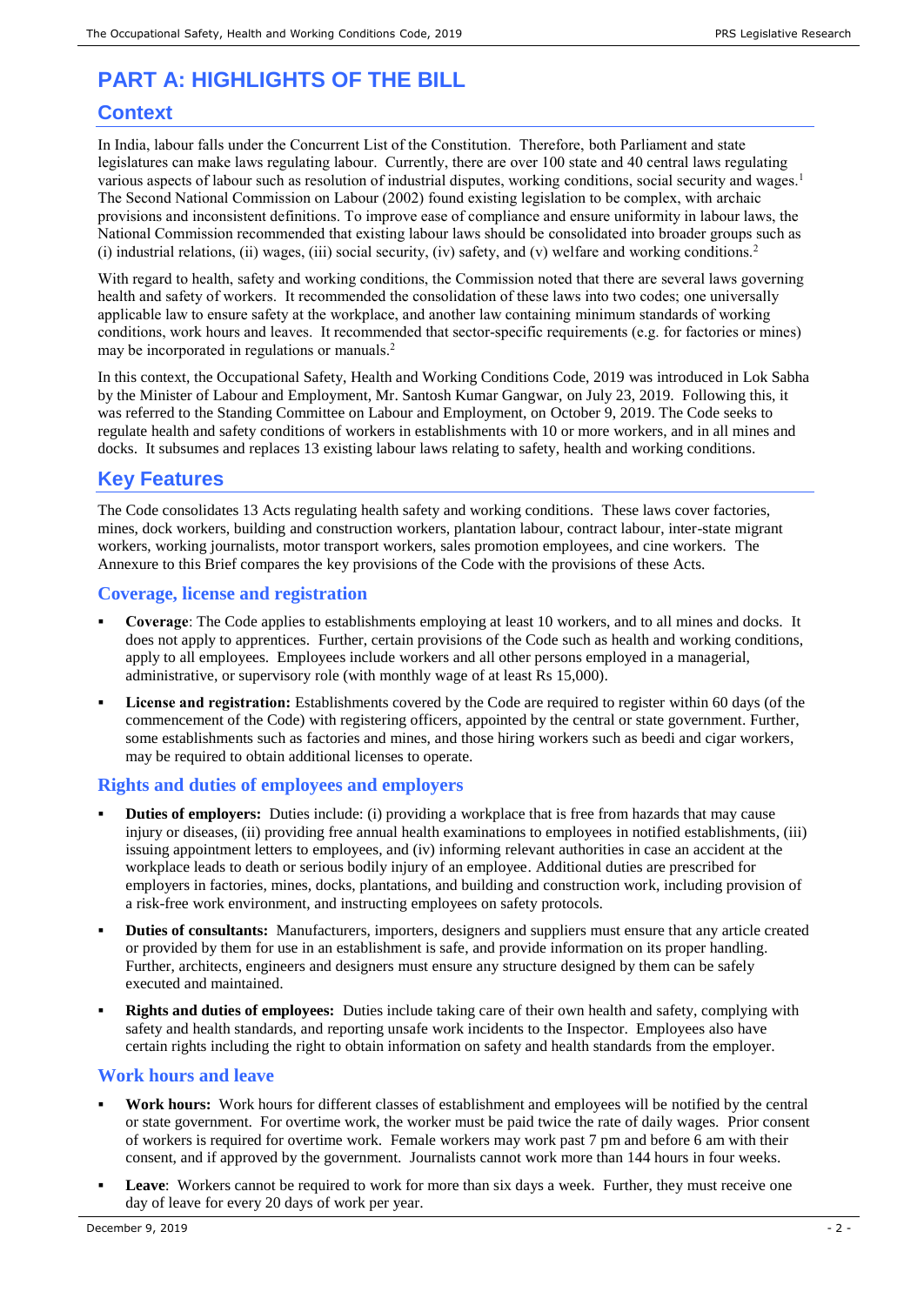# PART A: HIGHLIGHTS OF THE BILL

## Context

In India, labour falls under the Concurrent List of the Constitution. Therefore, both Parliament and state legislatures can make laws regulating labour. Currently, there are over 100 state and 40 central laws regulating various aspects of labour such as resolution of industrial disputes, working conditions, social security and wages.[1] The Second National Commission on Labour (2002) found existing legislation to be complex, with archaic provisions and inconsistent definitions. To improve ease of compliance and ensure uniformity in labour laws, the National Commission recommended that existing labour laws should be consolidated into broader groups such as (i) industrial relations, (ii) wages, (iii) social security, (iv) safety, and (v) welfare and working conditions.[2]

With regard to health, safety and working conditions, the Commission noted that there are several laws governing health and safety of workers. It recommended the consolidation of these laws into two codes; one universally applicable law to ensure safety at the workplace, and another law containing minimum standards of working conditions, work hours and leaves. It recommended that sector-specific requirements (e.g. for factories or mines) may be incorporated in regulations or manuals.[2]

In this context, the Occupational Safety, Health and Working Conditions Code, 2019 was introduced in Lok Sabha by the Minister of Labour and Employment, Mr. Santosh Kumar Gangwar, on July 23, 2019. Following this, it was referred to the Standing Committee on Labour and Employment, on October 9, 2019. The Code seeks to regulate health and safety conditions of workers in establishments with 10 or more workers, and in all mines and docks. It subsumes and replaces 13 existing labour laws relating to safety, health and working conditions.

## Key Features

The Code consolidates 13 Acts regulating health safety and working conditions. These laws cover factories, mines, dock workers, building and construction workers, plantation labour, contract labour, inter-state migrant workers, working journalists, motor transport workers, sales promotion employees, and cine workers. The Annexure to this Brief compares the key provisions of the Code with the provisions of these Acts.

### Coverage, license and registration

- **Coverage**: The Code applies to establishments employing at least 10 workers, and to all mines and docks. It does not apply to apprentices. Further, certain provisions of the Code such as health and working conditions, apply to all employees. Employees include workers and all other persons employed in a managerial, administrative, or supervisory role (with monthly wage of at least Rs 15,000).
- **License and registration:** Establishments covered by the Code are required to register within 60 days (of the commencement of the Code) with registering officers, appointed by the central or state government. Further, some establishments such as factories and mines, and those hiring workers such as beedi and cigar workers, may be required to obtain additional licenses to operate.

### Rights and duties of employees and employers

- **Duties of employers:** Duties include: (i) providing a workplace that is free from hazards that may cause injury or diseases, (ii) providing free annual health examinations to employees in notified establishments, (iii) issuing appointment letters to employees, and (iv) informing relevant authorities in case an accident at the workplace leads to death or serious bodily injury of an employee. Additional duties are prescribed for employers in factories, mines, docks, plantations, and building and construction work, including provision of a risk-free work environment, and instructing employees on safety protocols.
- **Duties of consultants:** Manufacturers, importers, designers and suppliers must ensure that any article created or provided by them for use in an establishment is safe, and provide information on its proper handling. Further, architects, engineers and designers must ensure any structure designed by them can be safely executed and maintained.
- **Rights and duties of employees:** Duties include taking care of their own health and safety, complying with safety and health standards, and reporting unsafe work incidents to the Inspector. Employees also have certain rights including the right to obtain information on safety and health standards from the employer.

### Work hours and leave

- **Work hours:** Work hours for different classes of establishment and employees will be notified by the central or state government. For overtime work, the worker must be paid twice the rate of daily wages. Prior consent of workers is required for overtime work. Female workers may work past 7 pm and before 6 am with their consent, and if approved by the government. Journalists cannot work more than 144 hours in four weeks.
- **Leave**: Workers cannot be required to work for more than six days a week. Further, they must receive one day of leave for every 20 days of work per year.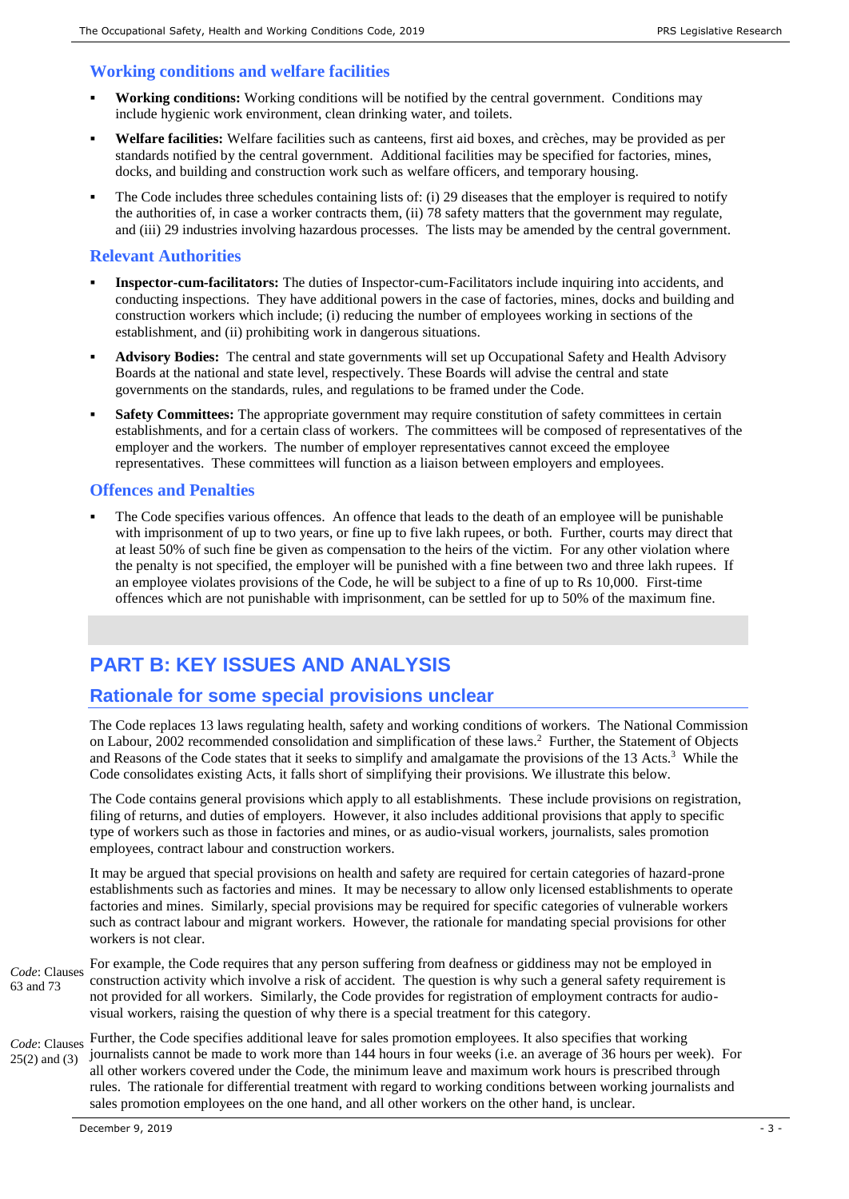### Working conditions and welfare facilities

- **Working conditions:** Working conditions will be notified by the central government. Conditions may include hygienic work environment, clean drinking water, and toilets.
- **Welfare facilities:** Welfare facilities such as canteens, first aid boxes, and crèches, may be provided as per standards notified by the central government. Additional facilities may be specified for factories, mines, docks, and building and construction work such as welfare officers, and temporary housing.
- The Code includes three schedules containing lists of: (i) 29 diseases that the employer is required to notify the authorities of, in case a worker contracts them, (ii) 78 safety matters that the government may regulate, and (iii) 29 industries involving hazardous processes. The lists may be amended by the central government.

### Relevant Authorities

- **Inspector-cum-facilitators:** The duties of Inspector-cum-Facilitators include inquiring into accidents, and conducting inspections. They have additional powers in the case of factories, mines, docks and building and construction workers which include; (i) reducing the number of employees working in sections of the establishment, and (ii) prohibiting work in dangerous situations.
- **Advisory Bodies:** The central and state governments will set up Occupational Safety and Health Advisory Boards at the national and state level, respectively. These Boards will advise the central and state governments on the standards, rules, and regulations to be framed under the Code.
- **Safety Committees:** The appropriate government may require constitution of safety committees in certain establishments, and for a certain class of workers. The committees will be composed of representatives of the employer and the workers. The number of employer representatives cannot exceed the employee representatives. These committees will function as a liaison between employers and employees.

### Offences and Penalties

- The Code specifies various offences. An offence that leads to the death of an employee will be punishable with imprisonment of up to two years, or fine up to five lakh rupees, or both. Further, courts may direct that at least 50% of such fine be given as compensation to the heirs of the victim. For any other violation where the penalty is not specified, the employer will be punished with a fine between two and three lakh rupees. If an employee violates provisions of the Code, he will be subject to a fine of up to Rs 10,000. First-time offences which are not punishable with imprisonment, can be settled for up to 50% of the maximum fine.

## PART B: KEY ISSUES AND ANALYSIS

### Rationale for some special provisions unclear

The Code replaces 13 laws regulating health, safety and working conditions of workers. The National Commission on Labour, 2002 recommended consolidation and simplification of these laws.[2] Further, the Statement of Objects and Reasons of the Code states that it seeks to simplify and amalgamate the provisions of the 13 Acts.[3] While the Code consolidates existing Acts, it falls short of simplifying their provisions. We illustrate this below.

The Code contains general provisions which apply to all establishments. These include provisions on registration, filing of returns, and duties of employers. However, it also includes additional provisions that apply to specific type of workers such as those in factories and mines, or as audio-visual workers, journalists, sales promotion employees, contract labour and construction workers.

It may be argued that special provisions on health and safety are required for certain categories of hazard-prone establishments such as factories and mines. It may be necessary to allow only licensed establishments to operate factories and mines. Similarly, special provisions may be required for specific categories of vulnerable workers such as contract labour and migrant workers. However, the rationale for mandating special provisions for other workers is not clear.

*Code*: Clauses 63 and 73

For example, the Code requires that any person suffering from deafness or giddiness may not be employed in construction activity which involve a risk of accident. The question is why such a general safety requirement is not provided for all workers. Similarly, the Code provides for registration of employment contracts for audio-visual workers, raising the question of why there is a special treatment for this category.

*Code*: Clauses 25(2) and (3)

Further, the Code specifies additional leave for sales promotion employees. It also specifies that working journalists cannot be made to work more than 144 hours in four weeks (i.e. an average of 36 hours per week). For all other workers covered under the Code, the minimum leave and maximum work hours is prescribed through rules. The rationale for differential treatment with regard to working conditions between working journalists and sales promotion employees on the one hand, and all other workers on the other hand, is unclear.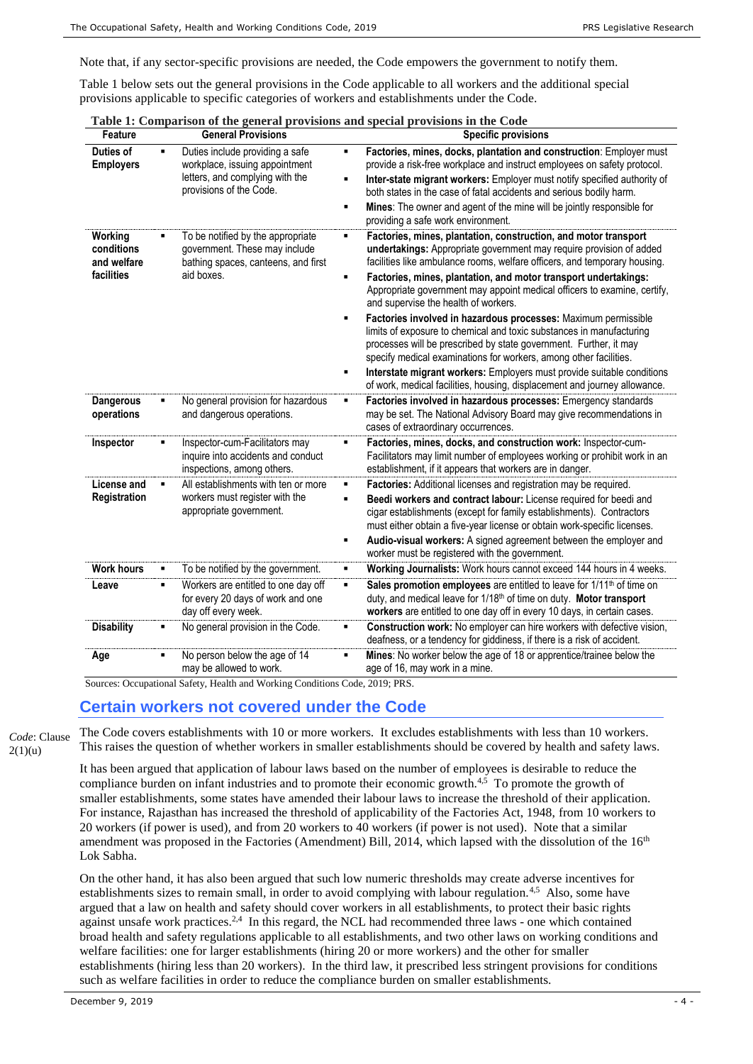Note that, if any sector-specific provisions are needed, the Code empowers the government to notify them.

Table 1 below sets out the general provisions in the Code applicable to all workers and the additional special provisions applicable to specific categories of workers and establishments under the Code.

**Table 1: Comparison of the general provisions and special provisions in the Code**

| Feature | General Provisions | Specific provisions |
|---|---|---|
| **Duties of Employers** | ▪ Duties include providing a safe workplace, issuing appointment letters, and complying with the provisions of the Code. | ▪ **Factories, mines, docks, plantation and construction**: Employer must provide a risk-free workplace and instruct employees on safety protocol.<br>▪ **Inter-state migrant workers:** Employer must notify specified authority of both states in the case of fatal accidents and serious bodily harm.<br>▪ **Mines**: The owner and agent of the mine will be jointly responsible for providing a safe work environment. |
| **Working conditions and welfare facilities** | ▪ To be notified by the appropriate government. These may include bathing spaces, canteens, and first aid boxes. | ▪ **Factories, mines, plantation, construction, and motor transport undertakings:** Appropriate government may require provision of added facilities like ambulance rooms, welfare officers, and temporary housing.<br>▪ **Factories, mines, plantation, and motor transport undertakings:** Appropriate government may appoint medical officers to examine, certify, and supervise the health of workers.<br>▪ **Factories involved in hazardous processes:** Maximum permissible limits of exposure to chemical and toxic substances in manufacturing processes will be prescribed by state government. Further, it may specify medical examinations for workers, among other facilities.<br>▪ **Interstate migrant workers:** Employers must provide suitable conditions of work, medical facilities, housing, displacement and journey allowance. |
| **Dangerous operations** | ▪ No general provision for hazardous and dangerous operations. | ▪ **Factories involved in hazardous processes:** Emergency standards may be set. The National Advisory Board may give recommendations in cases of extraordinary occurrences. |
| **Inspector** | ▪ Inspector-cum-Facilitators may inquire into accidents and conduct inspections, among others. | ▪ **Factories, mines, docks, and construction work:** Inspector-cum-Facilitators may limit number of employees working or prohibit work in an establishment, if it appears that workers are in danger. |
| **License and Registration** | ▪ All establishments with ten or more workers must register with the appropriate government. | ▪ **Factories:** Additional licenses and registration may be required.<br>▪ **Beedi workers and contract labour:** License required for beedi and cigar establishments (except for family establishments). Contractors must either obtain a five-year license or obtain work-specific licenses.<br>▪ **Audio-visual workers:** A signed agreement between the employer and worker must be registered with the government. |
| **Work hours** | ▪ To be notified by the government. | ▪ **Working Journalists:** Work hours cannot exceed 144 hours in 4 weeks. |
| **Leave** | ▪ Workers are entitled to one day off for every 20 days of work and one day off every week. | ▪ **Sales promotion employees** are entitled to leave for 1/11th of time on duty, and medical leave for 1/18th of time on duty. **Motor transport workers** are entitled to one day off in every 10 days, in certain cases. |
| **Disability** | ▪ No general provision in the Code. | ▪ **Construction work:** No employer can hire workers with defective vision, deafness, or a tendency for giddiness, if there is a risk of accident. |
| **Age** | ▪ No person below the age of 14 may be allowed to work. | ▪ **Mines**: No worker below the age of 18 or apprentice/trainee below the age of 16, may work in a mine. |

Sources: Occupational Safety, Health and Working Conditions Code, 2019; PRS.

## Certain workers not covered under the Code

*Code*: Clause 2(1)(u)

The Code covers establishments with 10 or more workers. It excludes establishments with less than 10 workers. This raises the question of whether workers in smaller establishments should be covered by health and safety laws.

It has been argued that application of labour laws based on the number of employees is desirable to reduce the compliance burden on infant industries and to promote their economic growth.[4,5] To promote the growth of smaller establishments, some states have amended their labour laws to increase the threshold of their application. For instance, Rajasthan has increased the threshold of applicability of the Factories Act, 1948, from 10 workers to 20 workers (if power is used), and from 20 workers to 40 workers (if power is not used). Note that a similar amendment was proposed in the Factories (Amendment) Bill, 2014, which lapsed with the dissolution of the 16th Lok Sabha.

On the other hand, it has also been argued that such low numeric thresholds may create adverse incentives for establishments sizes to remain small, in order to avoid complying with labour regulation.[4,5] Also, some have argued that a law on health and safety should cover workers in all establishments, to protect their basic rights against unsafe work practices.[2,4] In this regard, the NCL had recommended three laws - one which contained broad health and safety regulations applicable to all establishments, and two other laws on working conditions and welfare facilities: one for larger establishments (hiring 20 or more workers) and the other for smaller establishments (hiring less than 20 workers). In the third law, it prescribed less stringent provisions for conditions such as welfare facilities in order to reduce the compliance burden on smaller establishments.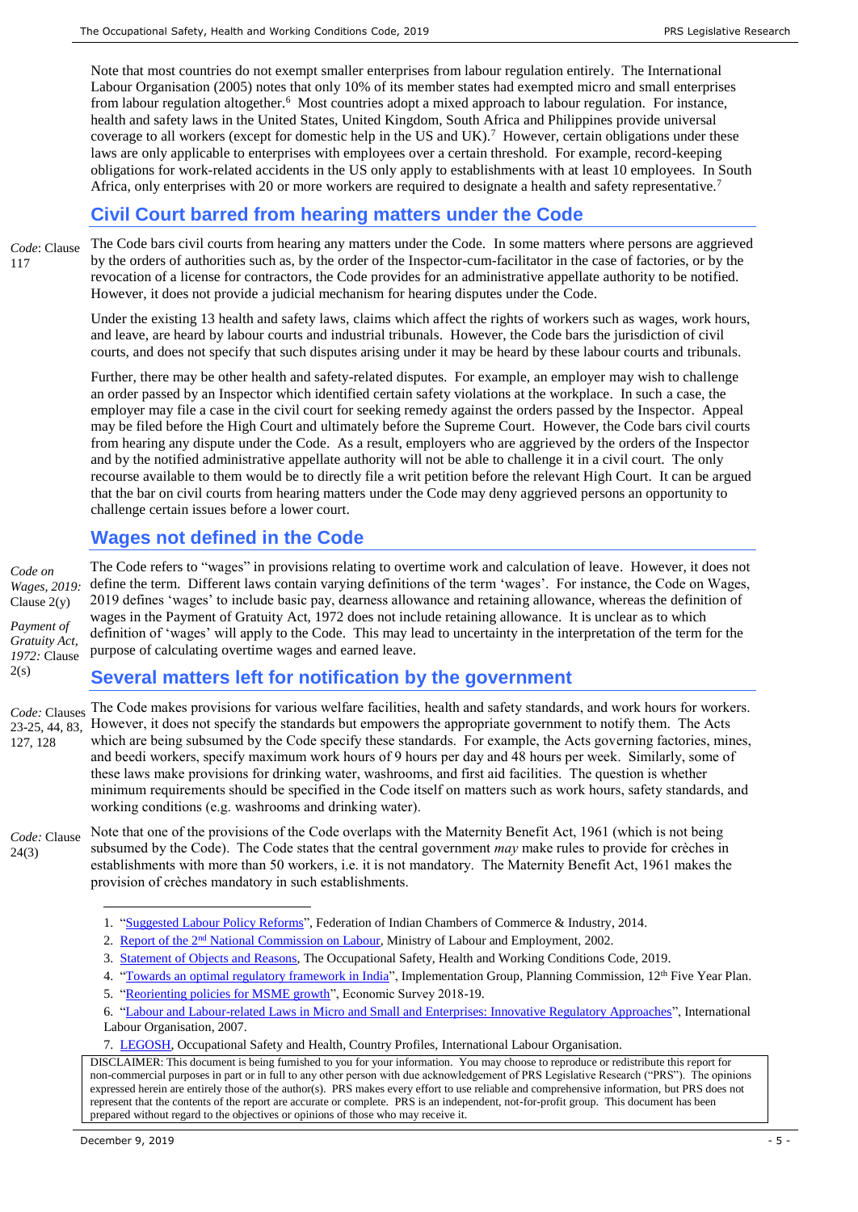Note that most countries do not exempt smaller enterprises from labour regulation entirely. The International Labour Organisation (2005) notes that only 10% of its member states had exempted micro and small enterprises from labour regulation altogether.[6] Most countries adopt a mixed approach to labour regulation. For instance, health and safety laws in the United States, United Kingdom, South Africa and Philippines provide universal coverage to all workers (except for domestic help in the US and UK).[7] However, certain obligations under these laws are only applicable to enterprises with employees over a certain threshold. For example, record-keeping obligations for work-related accidents in the US only apply to establishments with at least 10 employees. In South Africa, only enterprises with 20 or more workers are required to designate a health and safety representative.[7]

## Civil Court barred from hearing matters under the Code

*Code*: Clause 117

The Code bars civil courts from hearing any matters under the Code. In some matters where persons are aggrieved by the orders of authorities such as, by the order of the Inspector-cum-facilitator in the case of factories, or by the revocation of a license for contractors, the Code provides for an administrative appellate authority to be notified. However, it does not provide a judicial mechanism for hearing disputes under the Code.

Under the existing 13 health and safety laws, claims which affect the rights of workers such as wages, work hours, and leave, are heard by labour courts and industrial tribunals. However, the Code bars the jurisdiction of civil courts, and does not specify that such disputes arising under it may be heard by these labour courts and tribunals.

Further, there may be other health and safety-related disputes. For example, an employer may wish to challenge an order passed by an Inspector which identified certain safety violations at the workplace. In such a case, the employer may file a case in the civil court for seeking remedy against the orders passed by the Inspector. Appeal may be filed before the High Court and ultimately before the Supreme Court. However, the Code bars civil courts from hearing any dispute under the Code. As a result, employers who are aggrieved by the orders of the Inspector and by the notified administrative appellate authority will not be able to challenge it in a civil court. The only recourse available to them would be to directly file a writ petition before the relevant High Court. It can be argued that the bar on civil courts from hearing matters under the Code may deny aggrieved persons an opportunity to challenge certain issues before a lower court.

## Wages not defined in the Code

*Code on Wages, 2019:* Clause 2(y)

*Payment of Gratuity Act, 1972:* Clause 2(s)

The Code refers to "wages" in provisions relating to overtime work and calculation of leave. However, it does not define the term. Different laws contain varying definitions of the term 'wages'. For instance, the Code on Wages, 2019 defines 'wages' to include basic pay, dearness allowance and retaining allowance, whereas the definition of wages in the Payment of Gratuity Act, 1972 does not include retaining allowance. It is unclear as to which definition of 'wages' will apply to the Code. This may lead to uncertainty in the interpretation of the term for the purpose of calculating overtime wages and earned leave.

## Several matters left for notification by the government

*Code:* Clauses 23-25, 44, 83, 127, 128

The Code makes provisions for various welfare facilities, health and safety standards, and work hours for workers. However, it does not specify the standards but empowers the appropriate government to notify them. The Acts which are being subsumed by the Code specify these standards. For example, the Acts governing factories, mines, and beedi workers, specify maximum work hours of 9 hours per day and 48 hours per week. Similarly, some of these laws make provisions for drinking water, washrooms, and first aid facilities. The question is whether minimum requirements should be specified in the Code itself on matters such as work hours, safety standards, and working conditions (e.g. washrooms and drinking water).

*Code:* Clause 24(3)

Note that one of the provisions of the Code overlaps with the Maternity Benefit Act, 1961 (which is not being subsumed by the Code). The Code states that the central government *may* make rules to provide for crèches in establishments with more than 50 workers, i.e. it is not mandatory. The Maternity Benefit Act, 1961 makes the provision of crèches mandatory in such establishments.

---

1. "Suggested Labour Policy Reforms", Federation of Indian Chambers of Commerce & Industry, 2014.
2. Report of the 2nd National Commission on Labour, Ministry of Labour and Employment, 2002.
3. Statement of Objects and Reasons, The Occupational Safety, Health and Working Conditions Code, 2019.
4. "Towards an optimal regulatory framework in India", Implementation Group, Planning Commission, 12th Five Year Plan.
5. "Reorienting policies for MSME growth", Economic Survey 2018-19.
6. "Labour and Labour-related Laws in Micro and Small and Enterprises: Innovative Regulatory Approaches", International Labour Organisation, 2007.
7. LEGOSH, Occupational Safety and Health, Country Profiles, International Labour Organisation.

DISCLAIMER: This document is being furnished to you for your information. You may choose to reproduce or redistribute this report for non-commercial purposes in part or in full to any other person with due acknowledgement of PRS Legislative Research ("PRS"). The opinions expressed herein are entirely those of the author(s). PRS makes every effort to use reliable and comprehensive information, but PRS does not represent that the contents of the report are accurate or complete. PRS is an independent, not-for-profit group. This document has been prepared without regard to the objectives or opinions of those who may receive it.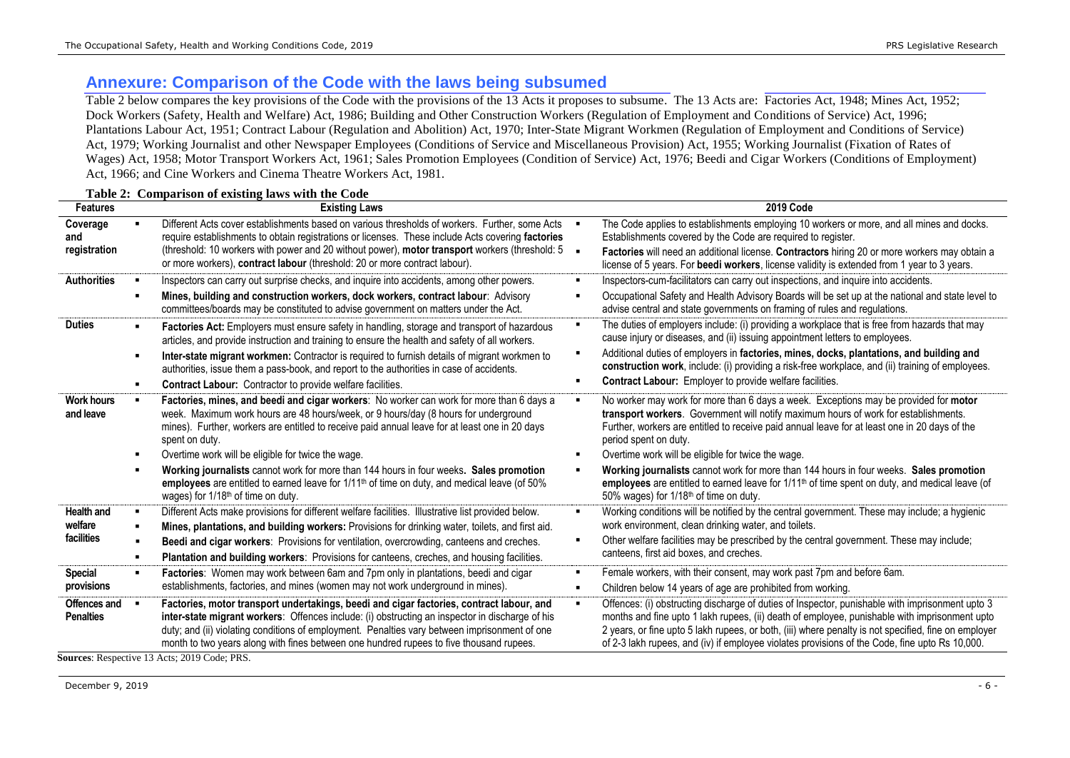## Annexure: Comparison of the Code with the laws being subsumed

Table 2 below compares the key provisions of the Code with the provisions of the 13 Acts it proposes to subsume. The 13 Acts are: Factories Act, 1948; Mines Act, 1952; Dock Workers (Safety, Health and Welfare) Act, 1986; Building and Other Construction Workers (Regulation of Employment and Conditions of Service) Act, 1996; Plantations Labour Act, 1951; Contract Labour (Regulation and Abolition) Act, 1970; Inter-State Migrant Workmen (Regulation of Employment and Conditions of Service) Act, 1979; Working Journalist and other Newspaper Employees (Conditions of Service and Miscellaneous Provision) Act, 1955; Working Journalist (Fixation of Rates of Wages) Act, 1958; Motor Transport Workers Act, 1961; Sales Promotion Employees (Condition of Service) Act, 1976; Beedi and Cigar Workers (Conditions of Employment) Act, 1966; and Cine Workers and Cinema Theatre Workers Act, 1981.

**Table 2: Comparison of existing laws with the Code**

| Features | Existing Laws | 2019 Code |
|---|---|---|
| Coverage and registration | ▪ Different Acts cover establishments based on various thresholds of workers. Further, some Acts require establishments to obtain registrations or licenses. These include Acts covering **factories** (threshold: 10 workers with power and 20 without power), **motor transport** workers (threshold: 5 or more workers), **contract labour** (threshold: 20 or more contract labour). | ▪ The Code applies to establishments employing 10 workers or more, and all mines and docks. Establishments covered by the Code are required to register.<br>▪ **Factories** will need an additional license. **Contractors** hiring 20 or more workers may obtain a license of 5 years. For **beedi workers**, license validity is extended from 1 year to 3 years. |
| Authorities | ▪ Inspectors can carry out surprise checks, and inquire into accidents, among other powers.<br>▪ **Mines, building and construction workers, dock workers, contract labour**: Advisory committees/boards may be constituted to advise government on matters under the Act. | ▪ Inspectors-cum-facilitators can carry out inspections, and inquire into accidents.<br>▪ Occupational Safety and Health Advisory Boards will be set up at the national and state level to advise central and state governments on framing of rules and regulations. |
| Duties | ▪ **Factories Act:** Employers must ensure safety in handling, storage and transport of hazardous articles, and provide instruction and training to ensure the health and safety of all workers.<br>▪ **Inter-state migrant workmen:** Contractor is required to furnish details of migrant workmen to authorities, issue them a pass-book, and report to the authorities in case of accidents.<br>▪ **Contract Labour:** Contractor to provide welfare facilities. | ▪ The duties of employers include: (i) providing a workplace that is free from hazards that may cause injury or diseases, and (ii) issuing appointment letters to employees.<br>▪ Additional duties of employers in **factories, mines, docks, plantations, and building and construction work**, include: (i) providing a risk-free workplace, and (ii) training of employees.<br>▪ **Contract Labour:** Employer to provide welfare facilities. |
| Work hours and leave | ▪ **Factories, mines, and beedi and cigar workers**: No worker can work for more than 6 days a week. Maximum work hours are 48 hours/week, or 9 hours/day (8 hours for underground mines). Further, workers are entitled to receive paid annual leave for at least one in 20 days spent on duty.<br>▪ Overtime work will be eligible for twice the wage.<br>▪ **Working journalists** cannot work for more than 144 hours in four weeks. **Sales promotion employees** are entitled to earned leave for 1/11th of time on duty, and medical leave (of 50% wages) for 1/18th of time on duty. | ▪ No worker may work for more than 6 days a week. Exceptions may be provided for **motor transport workers**. Government will notify maximum hours of work for establishments. Further, workers are entitled to receive paid annual leave for at least one in 20 days of the period spent on duty.<br>▪ Overtime work will be eligible for twice the wage.<br>▪ **Working journalists** cannot work for more than 144 hours in four weeks. **Sales promotion employees** are entitled to earned leave for 1/11th of time spent on duty, and medical leave (of 50% wages) for 1/18th of time on duty. |
| Health and welfare facilities | ▪ Different Acts make provisions for different welfare facilities. Illustrative list provided below.<br>▪ **Mines, plantations, and building workers:** Provisions for drinking water, toilets, and first aid.<br>▪ **Beedi and cigar workers**: Provisions for ventilation, overcrowding, canteens and creches.<br>▪ **Plantation and building workers**: Provisions for canteens, creches, and housing facilities. | ▪ Working conditions will be notified by the central government. These may include; a hygienic work environment, clean drinking water, and toilets.<br>▪ Other welfare facilities may be prescribed by the central government. These may include; canteens, first aid boxes, and creches. |
| Special provisions | ▪ **Factories**: Women may work between 6am and 7pm only in plantations, beedi and cigar establishments, factories, and mines (women may not work underground in mines). | ▪ Female workers, with their consent, may work past 7pm and before 6am.<br>▪ Children below 14 years of age are prohibited from working. |
| Offences and Penalties | ▪ **Factories, motor transport undertakings, beedi and cigar factories, contract labour, and inter-state migrant workers**: Offences include: (i) obstructing an inspector in discharge of his duty; and (ii) violating conditions of employment. Penalties vary between imprisonment of one month to two years along with fines between one hundred rupees to five thousand rupees. | ▪ Offences: (i) obstructing discharge of duties of Inspector, punishable with imprisonment upto 3 months and fine upto 1 lakh rupees, (ii) death of employee, punishable with imprisonment upto 2 years, or fine upto 5 lakh rupees, or both, (iii) where penalty is not specified, fine on employer of 2-3 lakh rupees, and (iv) if employee violates provisions of the Code, fine upto Rs 10,000. |

**Sources**: Respective 13 Acts; 2019 Code; PRS.